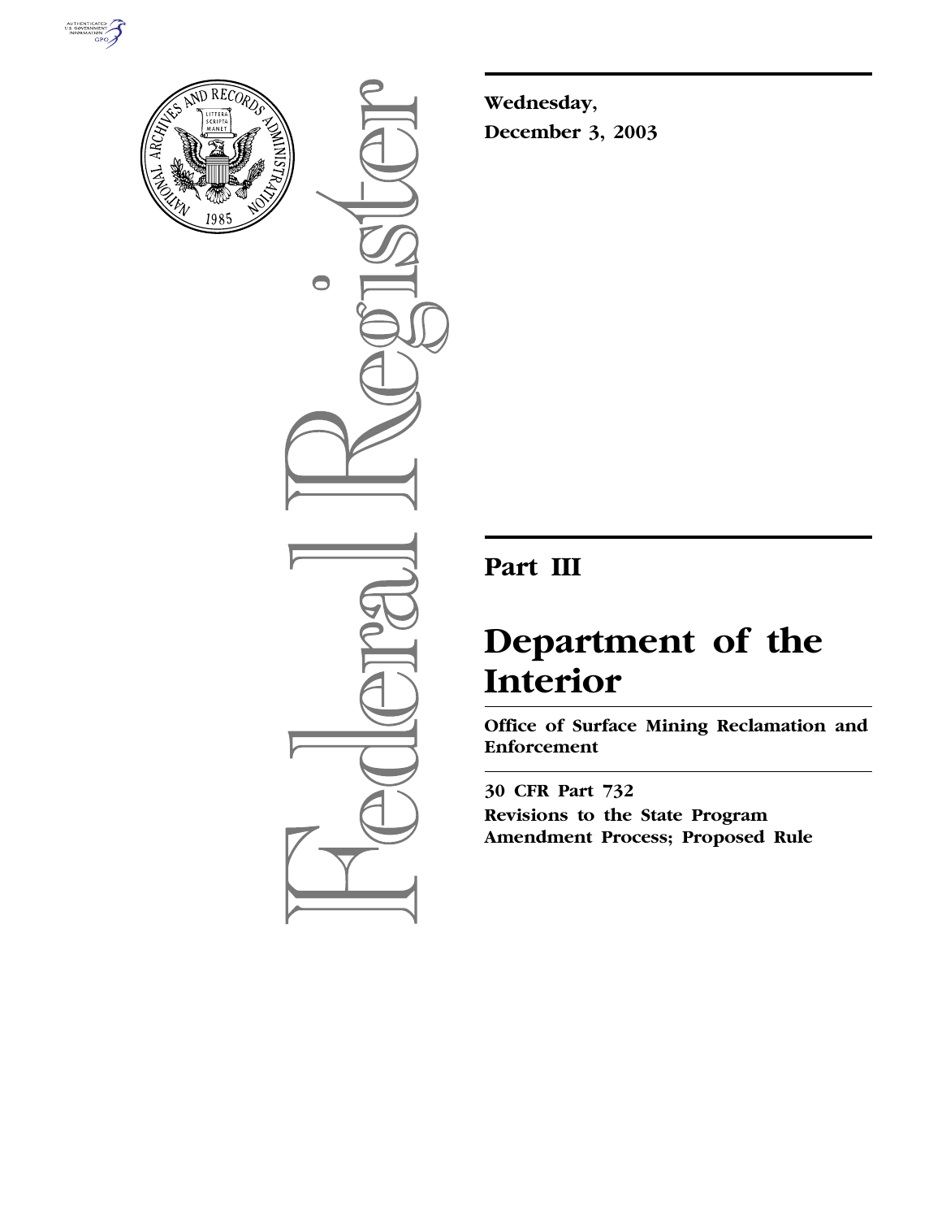Wednesday,

December 3, 2003

# Part III

# Department of the Interior

## Office of Surface Mining Reclamation and Enforcement

30 CFR Part 732

Revisions to the State Program Amendment Process; Proposed Rule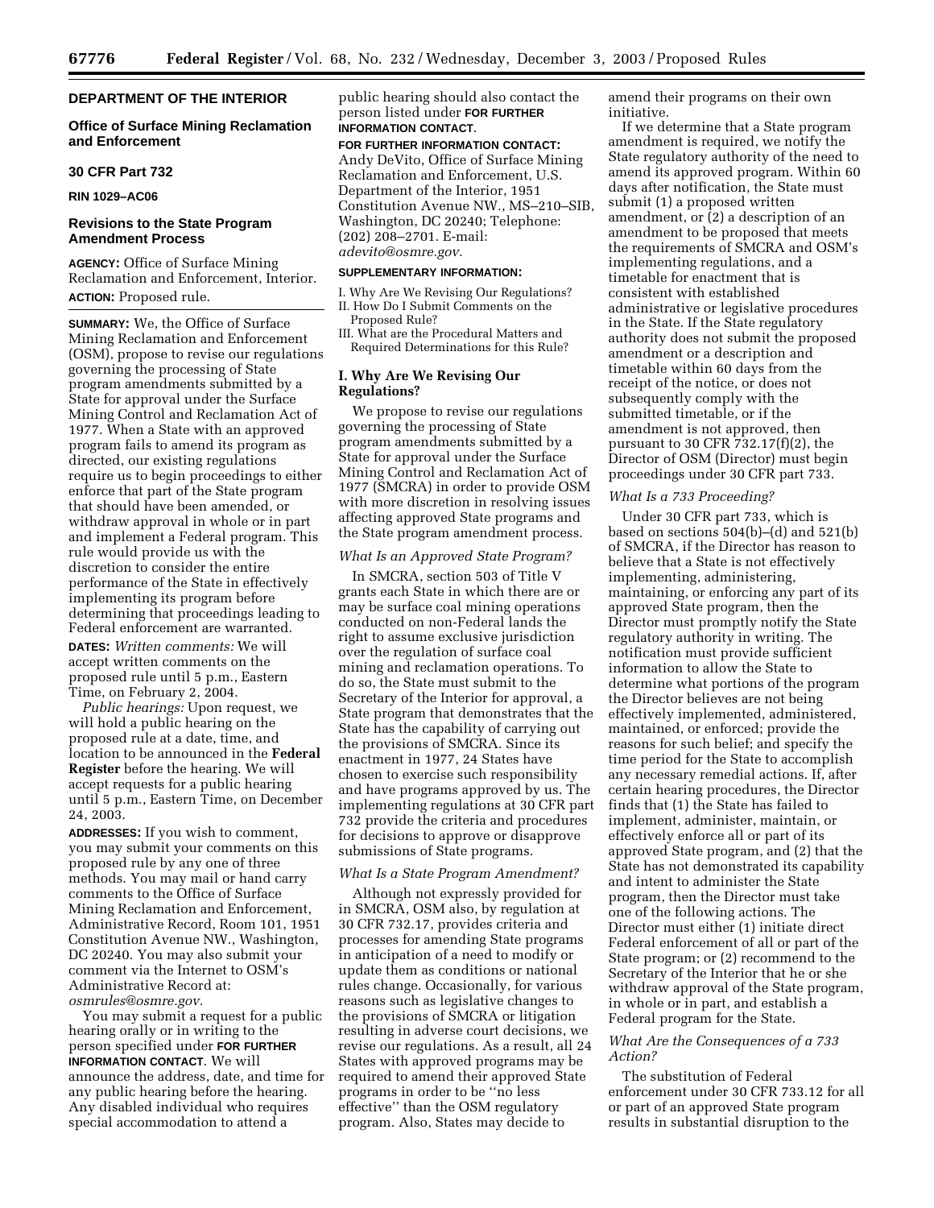**DEPARTMENT OF THE INTERIOR**

**Office of Surface Mining Reclamation and Enforcement**

**30 CFR Part 732**

**RIN 1029–AC06**

## Revisions to the State Program Amendment Process

**AGENCY:** Office of Surface Mining Reclamation and Enforcement, Interior.

**ACTION:** Proposed rule.

**SUMMARY:** We, the Office of Surface Mining Reclamation and Enforcement (OSM), propose to revise our regulations governing the processing of State program amendments submitted by a State for approval under the Surface Mining Control and Reclamation Act of 1977. When a State with an approved program fails to amend its program as directed, our existing regulations require us to begin proceedings to either enforce that part of the State program that should have been amended, or withdraw approval in whole or in part and implement a Federal program. This rule would provide us with the discretion to consider the entire performance of the State in effectively implementing its program before determining that proceedings leading to Federal enforcement are warranted.

**DATES:** *Written comments:* We will accept written comments on the proposed rule until 5 p.m., Eastern Time, on February 2, 2004.

*Public hearings:* Upon request, we will hold a public hearing on the proposed rule at a date, time, and location to be announced in the **Federal Register** before the hearing. We will accept requests for a public hearing until 5 p.m., Eastern Time, on December 24, 2003.

**ADDRESSES:** If you wish to comment, you may submit your comments on this proposed rule by any one of three methods. You may mail or hand carry comments to the Office of Surface Mining Reclamation and Enforcement, Administrative Record, Room 101, 1951 Constitution Avenue NW., Washington, DC 20240. You may also submit your comment via the Internet to OSM's Administrative Record at: *osmrules@osmre.gov.*

You may submit a request for a public hearing orally or in writing to the person specified under **FOR FURTHER INFORMATION CONTACT**. We will announce the address, date, and time for any public hearing before the hearing. Any disabled individual who requires special accommodation to attend a public hearing should also contact the person listed under **FOR FURTHER INFORMATION CONTACT**.

**FOR FURTHER INFORMATION CONTACT:** Andy DeVito, Office of Surface Mining Reclamation and Enforcement, U.S. Department of the Interior, 1951 Constitution Avenue NW., MS–210–SIB, Washington, DC 20240; Telephone: (202) 208–2701. E-mail: *adevito@osmre.gov.*

**SUPPLEMENTARY INFORMATION:**

I. Why Are We Revising Our Regulations?
II. How Do I Submit Comments on the Proposed Rule?
III. What are the Procedural Matters and Required Determinations for this Rule?

### I. Why Are We Revising Our Regulations?

We propose to revise our regulations governing the processing of State program amendments submitted by a State for approval under the Surface Mining Control and Reclamation Act of 1977 (SMCRA) in order to provide OSM with more discretion in resolving issues affecting approved State programs and the State program amendment process.

*What Is an Approved State Program?*

In SMCRA, section 503 of Title V grants each State in which there are or may be surface coal mining operations conducted on non-Federal lands the right to assume exclusive jurisdiction over the regulation of surface coal mining and reclamation operations. To do so, the State must submit to the Secretary of the Interior for approval, a State program that demonstrates that the State has the capability of carrying out the provisions of SMCRA. Since its enactment in 1977, 24 States have chosen to exercise such responsibility and have programs approved by us. The implementing regulations at 30 CFR part 732 provide the criteria and procedures for decisions to approve or disapprove submissions of State programs.

*What Is a State Program Amendment?*

Although not expressly provided for in SMCRA, OSM also, by regulation at 30 CFR 732.17, provides criteria and processes for amending State programs in anticipation of a need to modify or update them as conditions or national rules change. Occasionally, for various reasons such as legislative changes to the provisions of SMCRA or litigation resulting in adverse court decisions, we revise our regulations. As a result, all 24 States with approved programs may be required to amend their approved State programs in order to be ''no less effective'' than the OSM regulatory program. Also, States may decide to amend their programs on their own initiative.

If we determine that a State program amendment is required, we notify the State regulatory authority of the need to amend its approved program. Within 60 days after notification, the State must submit (1) a proposed written amendment, or (2) a description of an amendment to be proposed that meets the requirements of SMCRA and OSM's implementing regulations, and a timetable for enactment that is consistent with established administrative or legislative procedures in the State. If the State regulatory authority does not submit the proposed amendment or a description and timetable within 60 days from the receipt of the notice, or does not subsequently comply with the submitted timetable, or if the amendment is not approved, then pursuant to 30 CFR 732.17(f)(2), the Director of OSM (Director) must begin proceedings under 30 CFR part 733.

*What Is a 733 Proceeding?*

Under 30 CFR part 733, which is based on sections 504(b)–(d) and 521(b) of SMCRA, if the Director has reason to believe that a State is not effectively implementing, administering, maintaining, or enforcing any part of its approved State program, then the Director must promptly notify the State regulatory authority in writing. The notification must provide sufficient information to allow the State to determine what portions of the program the Director believes are not being effectively implemented, administered, maintained, or enforced; provide the reasons for such belief; and specify the time period for the State to accomplish any necessary remedial actions. If, after certain hearing procedures, the Director finds that (1) the State has failed to implement, administer, maintain, or effectively enforce all or part of its approved State program, and (2) that the State has not demonstrated its capability and intent to administer the State program, then the Director must take one of the following actions. The Director must either (1) initiate direct Federal enforcement of all or part of the State program; or (2) recommend to the Secretary of the Interior that he or she withdraw approval of the State program, in whole or in part, and establish a Federal program for the State.

*What Are the Consequences of a 733 Action?*

The substitution of Federal enforcement under 30 CFR 733.12 for all or part of an approved State program results in substantial disruption to the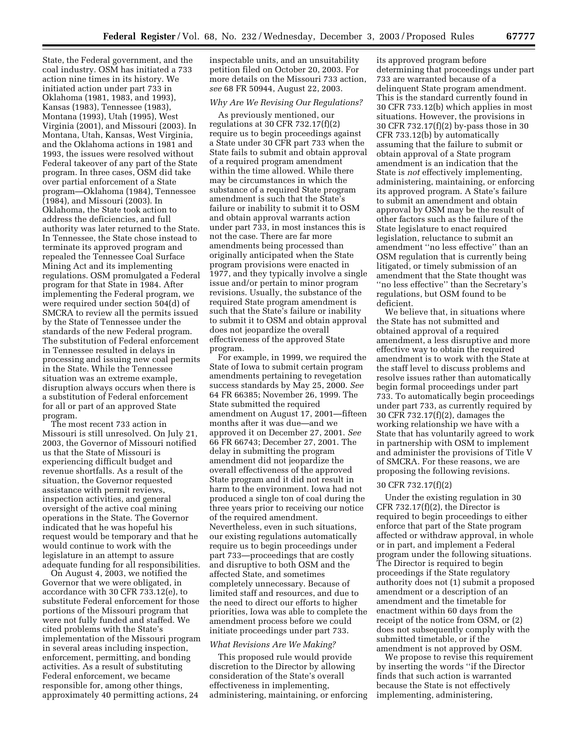State, the Federal government, and the coal industry. OSM has initiated a 733 action nine times in its history. We initiated action under part 733 in Oklahoma (1981, 1983, and 1993), Kansas (1983), Tennessee (1983), Montana (1993), Utah (1995), West Virginia (2001), and Missouri (2003). In Montana, Utah, Kansas, West Virginia, and the Oklahoma actions in 1981 and 1993, the issues were resolved without Federal takeover of any part of the State program. In three cases, OSM did take over partial enforcement of a State program—Oklahoma (1984), Tennessee (1984), and Missouri (2003). In Oklahoma, the State took action to address the deficiencies, and full authority was later returned to the State. In Tennessee, the State chose instead to terminate its approved program and repealed the Tennessee Coal Surface Mining Act and its implementing regulations. OSM promulgated a Federal program for that State in 1984. After implementing the Federal program, we were required under section 504(d) of SMCRA to review all the permits issued by the State of Tennessee under the standards of the new Federal program. The substitution of Federal enforcement in Tennessee resulted in delays in processing and issuing new coal permits in the State. While the Tennessee situation was an extreme example, disruption always occurs when there is a substitution of Federal enforcement for all or part of an approved State program.

The most recent 733 action in Missouri is still unresolved. On July 21, 2003, the Governor of Missouri notified us that the State of Missouri is experiencing difficult budget and revenue shortfalls. As a result of the situation, the Governor requested assistance with permit reviews, inspection activities, and general oversight of the active coal mining operations in the State. The Governor indicated that he was hopeful his request would be temporary and that he would continue to work with the legislature in an attempt to assure adequate funding for all responsibilities.

On August 4, 2003, we notified the Governor that we were obligated, in accordance with 30 CFR 733.12(e), to substitute Federal enforcement for those portions of the Missouri program that were not fully funded and staffed. We cited problems with the State's implementation of the Missouri program in several areas including inspection, enforcement, permitting, and bonding activities. As a result of substituting Federal enforcement, we became responsible for, among other things, approximately 40 permitting actions, 24 inspectable units, and an unsuitability petition filed on October 20, 2003. For more details on the Missouri 733 action, *see* 68 FR 50944, August 22, 2003.

### *Why Are We Revising Our Regulations?*

As previously mentioned, our regulations at 30 CFR 732.17(f)(2) require us to begin proceedings against a State under 30 CFR part 733 when the State fails to submit and obtain approval of a required program amendment within the time allowed. While there may be circumstances in which the substance of a required State program amendment is such that the State's failure or inability to submit it to OSM and obtain approval warrants action under part 733, in most instances this is not the case. There are far more amendments being processed than originally anticipated when the State program provisions were enacted in 1977, and they typically involve a single issue and/or pertain to minor program revisions. Usually, the substance of the required State program amendment is such that the State's failure or inability to submit it to OSM and obtain approval does not jeopardize the overall effectiveness of the approved State program.

For example, in 1999, we required the State of Iowa to submit certain program amendments pertaining to revegetation success standards by May 25, 2000. *See* 64 FR 66385; November 26, 1999. The State submitted the required amendment on August 17, 2001—fifteen months after it was due—and we approved it on December 27, 2001. *See* 66 FR 66743; December 27, 2001. The delay in submitting the program amendment did not jeopardize the overall effectiveness of the approved State program and it did not result in harm to the environment. Iowa had not produced a single ton of coal during the three years prior to receiving our notice of the required amendment. Nevertheless, even in such situations, our existing regulations automatically require us to begin proceedings under part 733—proceedings that are costly and disruptive to both OSM and the affected State, and sometimes completely unnecessary. Because of limited staff and resources, and due to the need to direct our efforts to higher priorities, Iowa was able to complete the amendment process before we could initiate proceedings under part 733.

### *What Revisions Are We Making?*

This proposed rule would provide discretion to the Director by allowing consideration of the State's overall effectiveness in implementing, administering, maintaining, or enforcing its approved program before determining that proceedings under part 733 are warranted because of a delinquent State program amendment. This is the standard currently found in 30 CFR 733.12(b) which applies in most situations. However, the provisions in 30 CFR 732.17(f)(2) by-pass those in 30 CFR 733.12(b) by automatically assuming that the failure to submit or obtain approval of a State program amendment is an indication that the State is *not* effectively implementing, administering, maintaining, or enforcing its approved program. A State's failure to submit an amendment and obtain approval by OSM may be the result of other factors such as the failure of the State legislature to enact required legislation, reluctance to submit an amendment "no less effective" than an OSM regulation that is currently being litigated, or timely submission of an amendment that the State thought was "no less effective" than the Secretary's regulations, but OSM found to be deficient.

We believe that, in situations where the State has not submitted and obtained approval of a required amendment, a less disruptive and more effective way to obtain the required amendment is to work with the State at the staff level to discuss problems and resolve issues rather than automatically begin formal proceedings under part 733. To automatically begin proceedings under part 733, as currently required by 30 CFR 732.17(f)(2), damages the working relationship we have with a State that has voluntarily agreed to work in partnership with OSM to implement and administer the provisions of Title V of SMCRA. For these reasons, we are proposing the following revisions.

#### 30 CFR 732.17(f)(2)

Under the existing regulation in 30 CFR 732.17(f)(2), the Director is required to begin proceedings to either enforce that part of the State program affected or withdraw approval, in whole or in part, and implement a Federal program under the following situations. The Director is required to begin proceedings if the State regulatory authority does not (1) submit a proposed amendment or a description of an amendment and the timetable for enactment within 60 days from the receipt of the notice from OSM, or (2) does not subsequently comply with the submitted timetable, or if the amendment is not approved by OSM.

We propose to revise this requirement by inserting the words "if the Director finds that such action is warranted because the State is not effectively implementing, administering,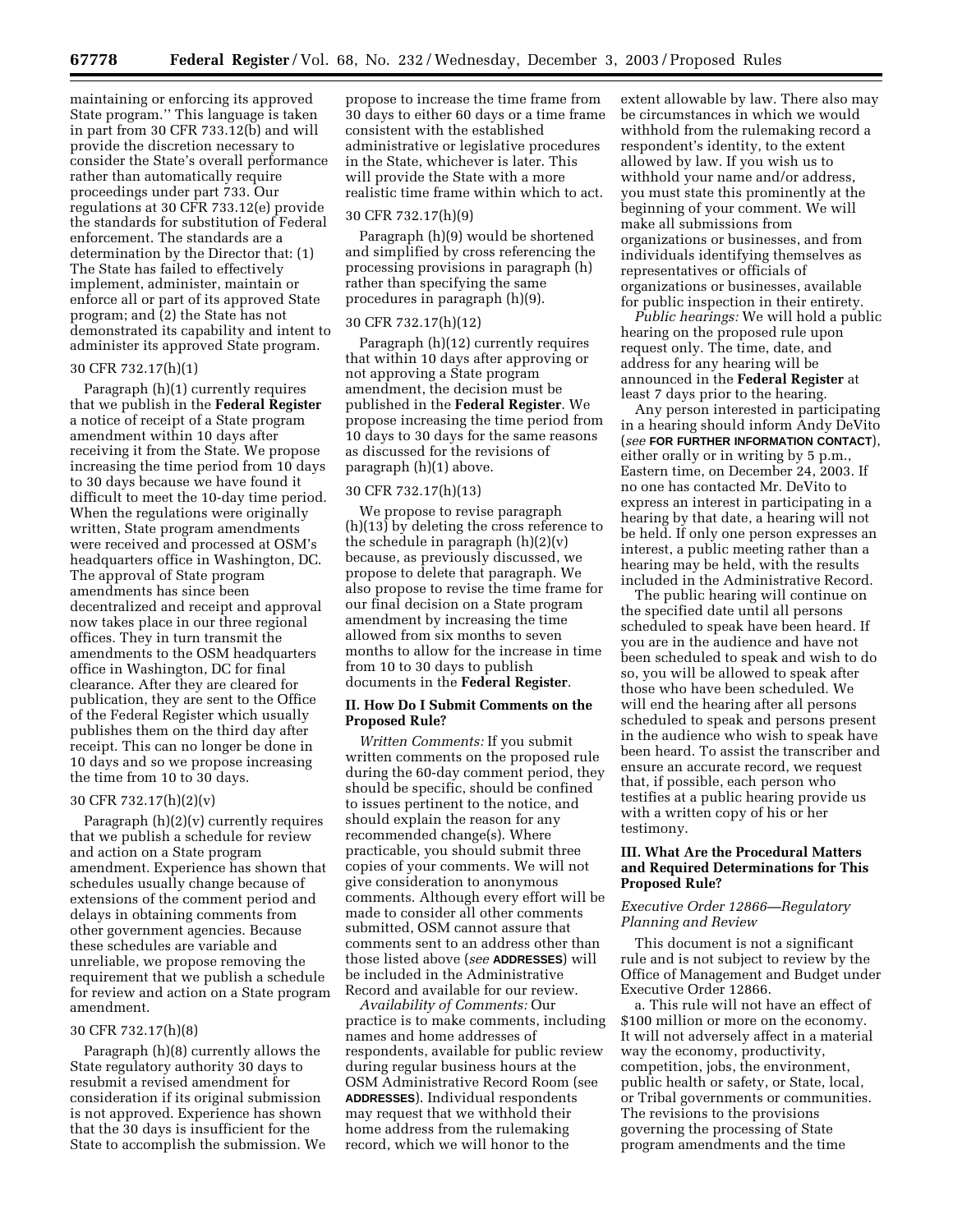maintaining or enforcing its approved State program.'' This language is taken in part from 30 CFR 733.12(b) and will provide the discretion necessary to consider the State's overall performance rather than automatically require proceedings under part 733. Our regulations at 30 CFR 733.12(e) provide the standards for substitution of Federal enforcement. The standards are a determination by the Director that: (1) The State has failed to effectively implement, administer, maintain or enforce all or part of its approved State program; and (2) the State has not demonstrated its capability and intent to administer its approved State program.

### 30 CFR 732.17(h)(1)

Paragraph (h)(1) currently requires that we publish in the **Federal Register** a notice of receipt of a State program amendment within 10 days after receiving it from the State. We propose increasing the time period from 10 days to 30 days because we have found it difficult to meet the 10-day time period. When the regulations were originally written, State program amendments were received and processed at OSM's headquarters office in Washington, DC. The approval of State program amendments has since been decentralized and receipt and approval now takes place in our three regional offices. They in turn transmit the amendments to the OSM headquarters office in Washington, DC for final clearance. After they are cleared for publication, they are sent to the Office of the Federal Register which usually publishes them on the third day after receipt. This can no longer be done in 10 days and so we propose increasing the time from 10 to 30 days.

### 30 CFR 732.17(h)(2)(v)

Paragraph (h)(2)(v) currently requires that we publish a schedule for review and action on a State program amendment. Experience has shown that schedules usually change because of extensions of the comment period and delays in obtaining comments from other government agencies. Because these schedules are variable and unreliable, we propose removing the requirement that we publish a schedule for review and action on a State program amendment.

### 30 CFR 732.17(h)(8)

Paragraph (h)(8) currently allows the State regulatory authority 30 days to resubmit a revised amendment for consideration if its original submission is not approved. Experience has shown that the 30 days is insufficient for the State to accomplish the submission. We propose to increase the time frame from 30 days to either 60 days or a time frame consistent with the established administrative or legislative procedures in the State, whichever is later. This will provide the State with a more realistic time frame within which to act.

### 30 CFR 732.17(h)(9)

Paragraph (h)(9) would be shortened and simplified by cross referencing the processing provisions in paragraph (h) rather than specifying the same procedures in paragraph (h)(9).

### 30 CFR 732.17(h)(12)

Paragraph (h)(12) currently requires that within 10 days after approving or not approving a State program amendment, the decision must be published in the **Federal Register**. We propose increasing the time period from 10 days to 30 days for the same reasons as discussed for the revisions of paragraph (h)(1) above.

### 30 CFR 732.17(h)(13)

We propose to revise paragraph (h)(13) by deleting the cross reference to the schedule in paragraph (h)(2)(v) because, as previously discussed, we propose to delete that paragraph. We also propose to revise the time frame for our final decision on a State program amendment by increasing the time allowed from six months to seven months to allow for the increase in time from 10 to 30 days to publish documents in the **Federal Register**.

## II. How Do I Submit Comments on the Proposed Rule?

*Written Comments:* If you submit written comments on the proposed rule during the 60-day comment period, they should be specific, should be confined to issues pertinent to the notice, and should explain the reason for any recommended change(s). Where practicable, you should submit three copies of your comments. We will not give consideration to anonymous comments. Although every effort will be made to consider all other comments submitted, OSM cannot assure that comments sent to an address other than those listed above (*see* **ADDRESSES**) will be included in the Administrative Record and available for our review.

*Availability of Comments:* Our practice is to make comments, including names and home addresses of respondents, available for public review during regular business hours at the OSM Administrative Record Room (see **ADDRESSES**). Individual respondents may request that we withhold their home address from the rulemaking record, which we will honor to the extent allowable by law. There also may be circumstances in which we would withhold from the rulemaking record a respondent's identity, to the extent allowed by law. If you wish us to withhold your name and/or address, you must state this prominently at the beginning of your comment. We will make all submissions from organizations or businesses, and from individuals identifying themselves as representatives or officials of organizations or businesses, available for public inspection in their entirety.

*Public hearings:* We will hold a public hearing on the proposed rule upon request only. The time, date, and address for any hearing will be announced in the **Federal Register** at least 7 days prior to the hearing.

Any person interested in participating in a hearing should inform Andy DeVito (*see* **FOR FURTHER INFORMATION CONTACT**), either orally or in writing by 5 p.m., Eastern time, on December 24, 2003. If no one has contacted Mr. DeVito to express an interest in participating in a hearing by that date, a hearing will not be held. If only one person expresses an interest, a public meeting rather than a hearing may be held, with the results included in the Administrative Record.

The public hearing will continue on the specified date until all persons scheduled to speak have been heard. If you are in the audience and have not been scheduled to speak and wish to do so, you will be allowed to speak after those who have been scheduled. We will end the hearing after all persons scheduled to speak and persons present in the audience who wish to speak have been heard. To assist the transcriber and ensure an accurate record, we request that, if possible, each person who testifies at a public hearing provide us with a written copy of his or her testimony.

## III. What Are the Procedural Matters and Required Determinations for This Proposed Rule?

### *Executive Order 12866—Regulatory Planning and Review*

This document is not a significant rule and is not subject to review by the Office of Management and Budget under Executive Order 12866.

a. This rule will not have an effect of $100 million or more on the economy. It will not adversely affect in a material way the economy, productivity, competition, jobs, the environment, public health or safety, or State, local, or Tribal governments or communities. The revisions to the provisions governing the processing of State program amendments and the time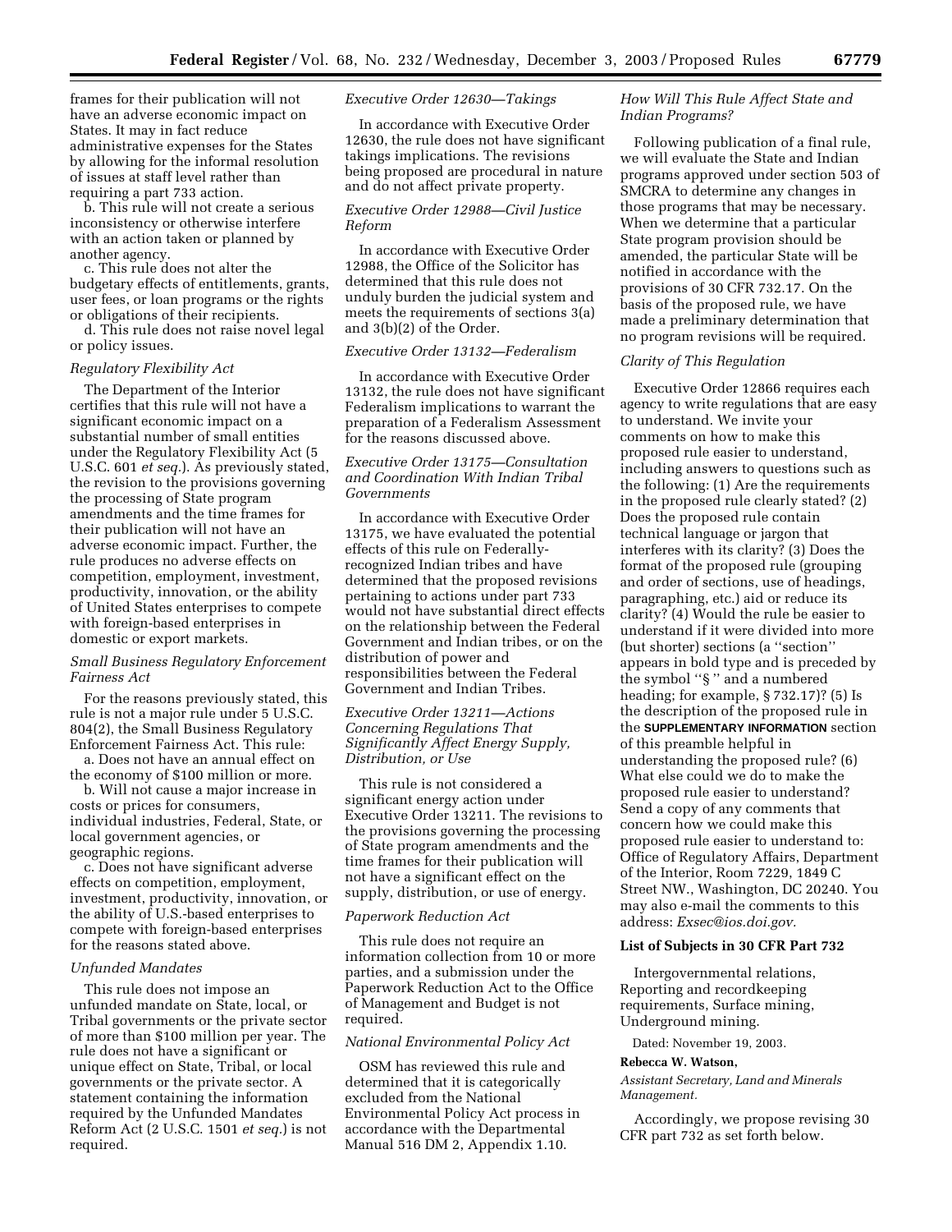frames for their publication will not have an adverse economic impact on States. It may in fact reduce administrative expenses for the States by allowing for the informal resolution of issues at staff level rather than requiring a part 733 action.

b. This rule will not create a serious inconsistency or otherwise interfere with an action taken or planned by another agency.

c. This rule does not alter the budgetary effects of entitlements, grants, user fees, or loan programs or the rights or obligations of their recipients.

d. This rule does not raise novel legal or policy issues.

*Regulatory Flexibility Act*

The Department of the Interior certifies that this rule will not have a significant economic impact on a substantial number of small entities under the Regulatory Flexibility Act (5 U.S.C. 601 *et seq.*). As previously stated, the revision to the provisions governing the processing of State program amendments and the time frames for their publication will not have an adverse economic impact. Further, the rule produces no adverse effects on competition, employment, investment, productivity, innovation, or the ability of United States enterprises to compete with foreign-based enterprises in domestic or export markets.

*Small Business Regulatory Enforcement Fairness Act*

For the reasons previously stated, this rule is not a major rule under 5 U.S.C. 804(2), the Small Business Regulatory Enforcement Fairness Act. This rule:

a. Does not have an annual effect on the economy of $100 million or more.

b. Will not cause a major increase in costs or prices for consumers, individual industries, Federal, State, or local government agencies, or geographic regions.

c. Does not have significant adverse effects on competition, employment, investment, productivity, innovation, or the ability of U.S.-based enterprises to compete with foreign-based enterprises for the reasons stated above.

*Unfunded Mandates*

This rule does not impose an unfunded mandate on State, local, or Tribal governments or the private sector of more than $100 million per year. The rule does not have a significant or unique effect on State, Tribal, or local governments or the private sector. A statement containing the information required by the Unfunded Mandates Reform Act (2 U.S.C. 1501 *et seq.*) is not required.

*Executive Order 12630—Takings*

In accordance with Executive Order 12630, the rule does not have significant takings implications. The revisions being proposed are procedural in nature and do not affect private property.

*Executive Order 12988—Civil Justice Reform*

In accordance with Executive Order 12988, the Office of the Solicitor has determined that this rule does not unduly burden the judicial system and meets the requirements of sections 3(a) and 3(b)(2) of the Order.

*Executive Order 13132—Federalism*

In accordance with Executive Order 13132, the rule does not have significant Federalism implications to warrant the preparation of a Federalism Assessment for the reasons discussed above.

*Executive Order 13175—Consultation and Coordination With Indian Tribal Governments*

In accordance with Executive Order 13175, we have evaluated the potential effects of this rule on Federally-recognized Indian tribes and have determined that the proposed revisions pertaining to actions under part 733 would not have substantial direct effects on the relationship between the Federal Government and Indian tribes, or on the distribution of power and responsibilities between the Federal Government and Indian Tribes.

*Executive Order 13211—Actions Concerning Regulations That Significantly Affect Energy Supply, Distribution, or Use*

This rule is not considered a significant energy action under Executive Order 13211. The revisions to the provisions governing the processing of State program amendments and the time frames for their publication will not have a significant effect on the supply, distribution, or use of energy.

*Paperwork Reduction Act*

This rule does not require an information collection from 10 or more parties, and a submission under the Paperwork Reduction Act to the Office of Management and Budget is not required.

*National Environmental Policy Act*

OSM has reviewed this rule and determined that it is categorically excluded from the National Environmental Policy Act process in accordance with the Departmental Manual 516 DM 2, Appendix 1.10.

*How Will This Rule Affect State and Indian Programs?*

Following publication of a final rule, we will evaluate the State and Indian programs approved under section 503 of SMCRA to determine any changes in those programs that may be necessary. When we determine that a particular State program provision should be amended, the particular State will be notified in accordance with the provisions of 30 CFR 732.17. On the basis of the proposed rule, we have made a preliminary determination that no program revisions will be required.

*Clarity of This Regulation*

Executive Order 12866 requires each agency to write regulations that are easy to understand. We invite your comments on how to make this proposed rule easier to understand, including answers to questions such as the following: (1) Are the requirements in the proposed rule clearly stated? (2) Does the proposed rule contain technical language or jargon that interferes with its clarity? (3) Does the format of the proposed rule (grouping and order of sections, use of headings, paragraphing, etc.) aid or reduce its clarity? (4) Would the rule be easier to understand if it were divided into more (but shorter) sections (a ''section'' appears in bold type and is preceded by the symbol ''§ '' and a numbered heading; for example, § 732.17)? (5) Is the description of the proposed rule in the **SUPPLEMENTARY INFORMATION** section of this preamble helpful in understanding the proposed rule? (6) What else could we do to make the proposed rule easier to understand? Send a copy of any comments that concern how we could make this proposed rule easier to understand to: Office of Regulatory Affairs, Department of the Interior, Room 7229, 1849 C Street NW., Washington, DC 20240. You may also e-mail the comments to this address: *Exsec@ios.doi.gov.*

**List of Subjects in 30 CFR Part 732**

Intergovernmental relations, Reporting and recordkeeping requirements, Surface mining, Underground mining.

Dated: November 19, 2003.

**Rebecca W. Watson,**

*Assistant Secretary, Land and Minerals Management.*

Accordingly, we propose revising 30 CFR part 732 as set forth below.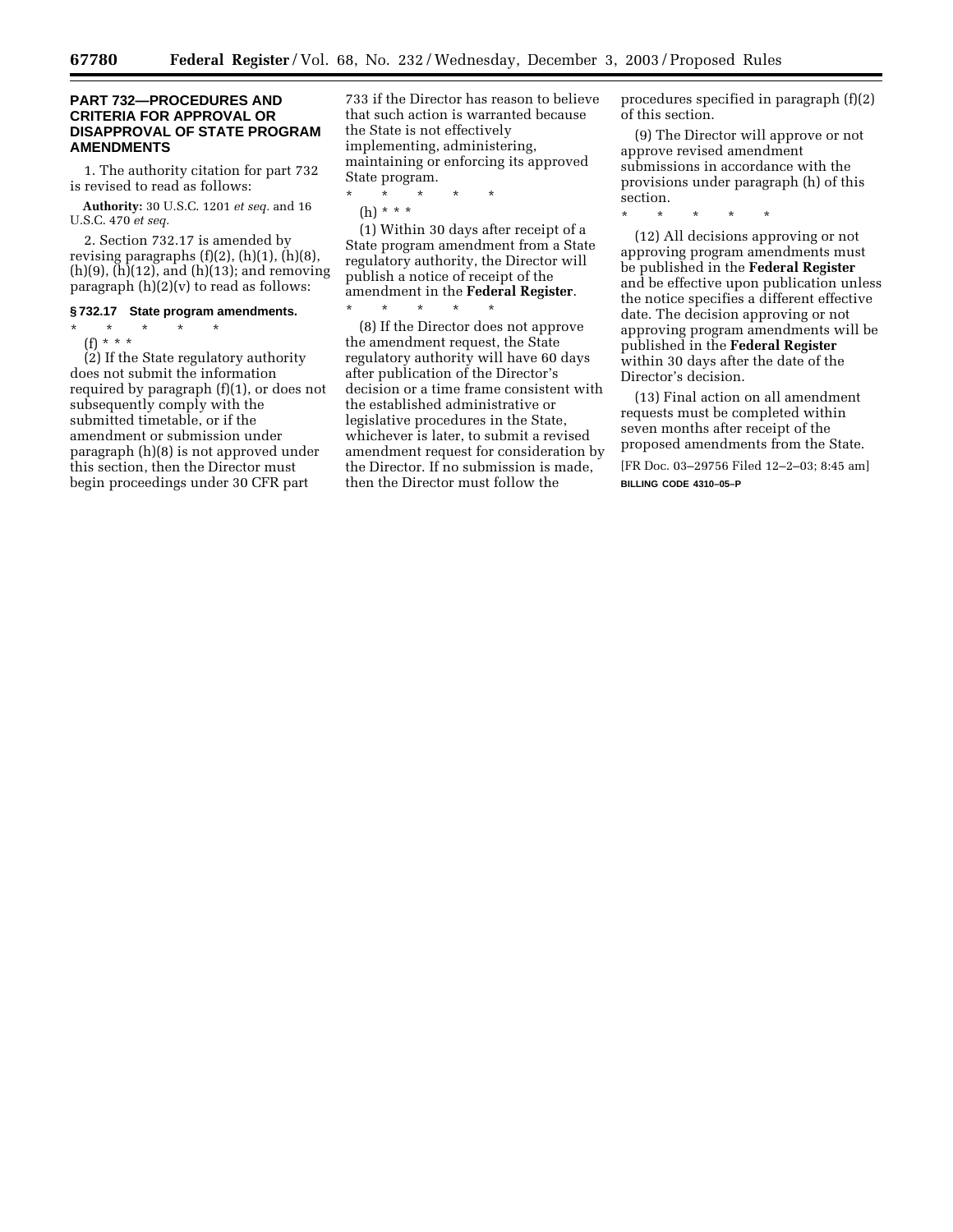## PART 732—PROCEDURES AND CRITERIA FOR APPROVAL OR DISAPPROVAL OF STATE PROGRAM AMENDMENTS

1. The authority citation for part 732 is revised to read as follows:

**Authority:** 30 U.S.C. 1201 *et seq.* and 16 U.S.C. 470 *et seq.*

2. Section 732.17 is amended by revising paragraphs (f)(2), (h)(1), (h)(8), (h)(9), (h)(12), and (h)(13); and removing paragraph (h)(2)(v) to read as follows:

### § 732.17 State program amendments.

\* \* \* \* \*

(f) \* \* \*

(2) If the State regulatory authority does not submit the information required by paragraph (f)(1), or does not subsequently comply with the submitted timetable, or if the amendment or submission under paragraph (h)(8) is not approved under this section, then the Director must begin proceedings under 30 CFR part 733 if the Director has reason to believe that such action is warranted because the State is not effectively implementing, administering, maintaining or enforcing its approved State program.

\* \* \* \* \*

(h) \* \* \*

(1) Within 30 days after receipt of a State program amendment from a State regulatory authority, the Director will publish a notice of receipt of the amendment in the **Federal Register**.

\* \* \* \* \*

(8) If the Director does not approve the amendment request, the State regulatory authority will have 60 days after publication of the Director's decision or a time frame consistent with the established administrative or legislative procedures in the State, whichever is later, to submit a revised amendment request for consideration by the Director. If no submission is made, then the Director must follow the procedures specified in paragraph (f)(2) of this section.

(9) The Director will approve or not approve revised amendment submissions in accordance with the provisions under paragraph (h) of this section.

\* \* \* \* \*

(12) All decisions approving or not approving program amendments must be published in the **Federal Register** and be effective upon publication unless the notice specifies a different effective date. The decision approving or not approving program amendments will be published in the **Federal Register** within 30 days after the date of the Director's decision.

(13) Final action on all amendment requests must be completed within seven months after receipt of the proposed amendments from the State.

[FR Doc. 03–29756 Filed 12–2–03; 8:45 am]

**BILLING CODE 4310–05–P**